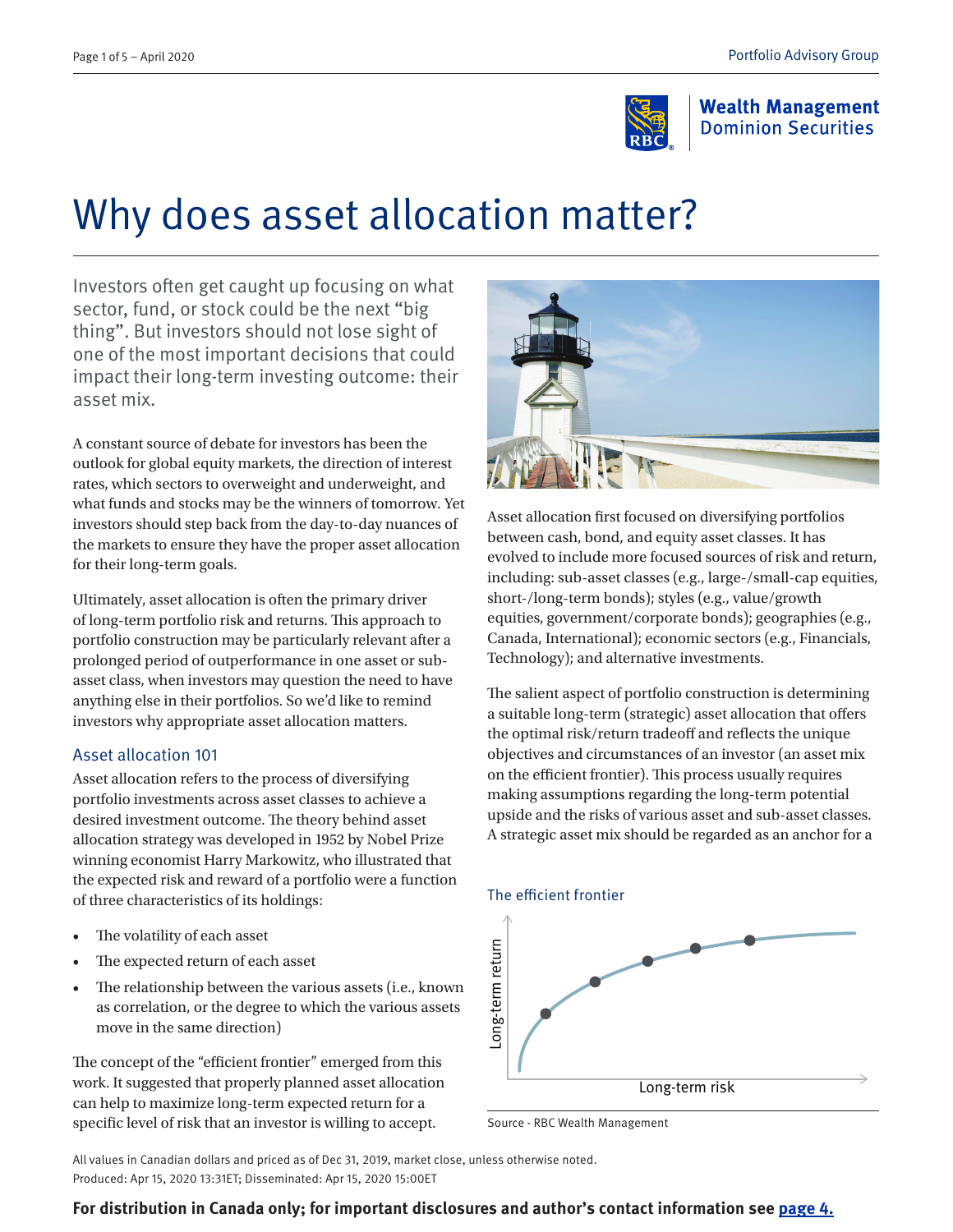# Why does asset allocation matter?

Investors often get caught up focusing on what sector, fund, or stock could be the next "big thing". But investors should not lose sight of one of the most important decisions that could impact their long-term investing outcome: their asset mix.

A constant source of debate for investors has been the outlook for global equity markets, the direction of interest rates, which sectors to overweight and underweight, and what funds and stocks may be the winners of tomorrow. Yet investors should step back from the day-to-day nuances of the markets to ensure they have the proper asset allocation for their long-term goals.

Ultimately, asset allocation is often the primary driver of long-term portfolio risk and returns. This approach to portfolio construction may be particularly relevant after a prolonged period of outperformance in one asset or sub-asset class, when investors may question the need to have anything else in their portfolios. So we'd like to remind investors why appropriate asset allocation matters.

## Asset allocation 101

Asset allocation refers to the process of diversifying portfolio investments across asset classes to achieve a desired investment outcome. The theory behind asset allocation strategy was developed in 1952 by Nobel Prize winning economist Harry Markowitz, who illustrated that the expected risk and reward of a portfolio were a function of three characteristics of its holdings:

- The volatility of each asset
- The expected return of each asset
- The relationship between the various assets (i.e., known as correlation, or the degree to which the various assets move in the same direction)

The concept of the "efficient frontier" emerged from this work. It suggested that properly planned asset allocation can help to maximize long-term expected return for a specific level of risk that an investor is willing to accept.

Asset allocation first focused on diversifying portfolios between cash, bond, and equity asset classes. It has evolved to include more focused sources of risk and return, including: sub-asset classes (e.g., large-/small-cap equities, short-/long-term bonds); styles (e.g., value/growth equities, government/corporate bonds); geographies (e.g., Canada, International); economic sectors (e.g., Financials, Technology); and alternative investments.

The salient aspect of portfolio construction is determining a suitable long-term (strategic) asset allocation that offers the optimal risk/return tradeoff and reflects the unique objectives and circumstances of an investor (an asset mix on the efficient frontier). This process usually requires making assumptions regarding the long-term potential upside and the risks of various asset and sub-asset classes. A strategic asset mix should be regarded as an anchor for a

The efficient frontier

Long-term return

Long-term risk

Source - RBC Wealth Management

All values in Canadian dollars and priced as of Dec 31, 2019, market close, unless otherwise noted.
Produced: Apr 15, 2020 13:31ET; Disseminated: Apr 15, 2020 15:00ET

**For distribution in Canada only; for important disclosures and author's contact information see page 4.**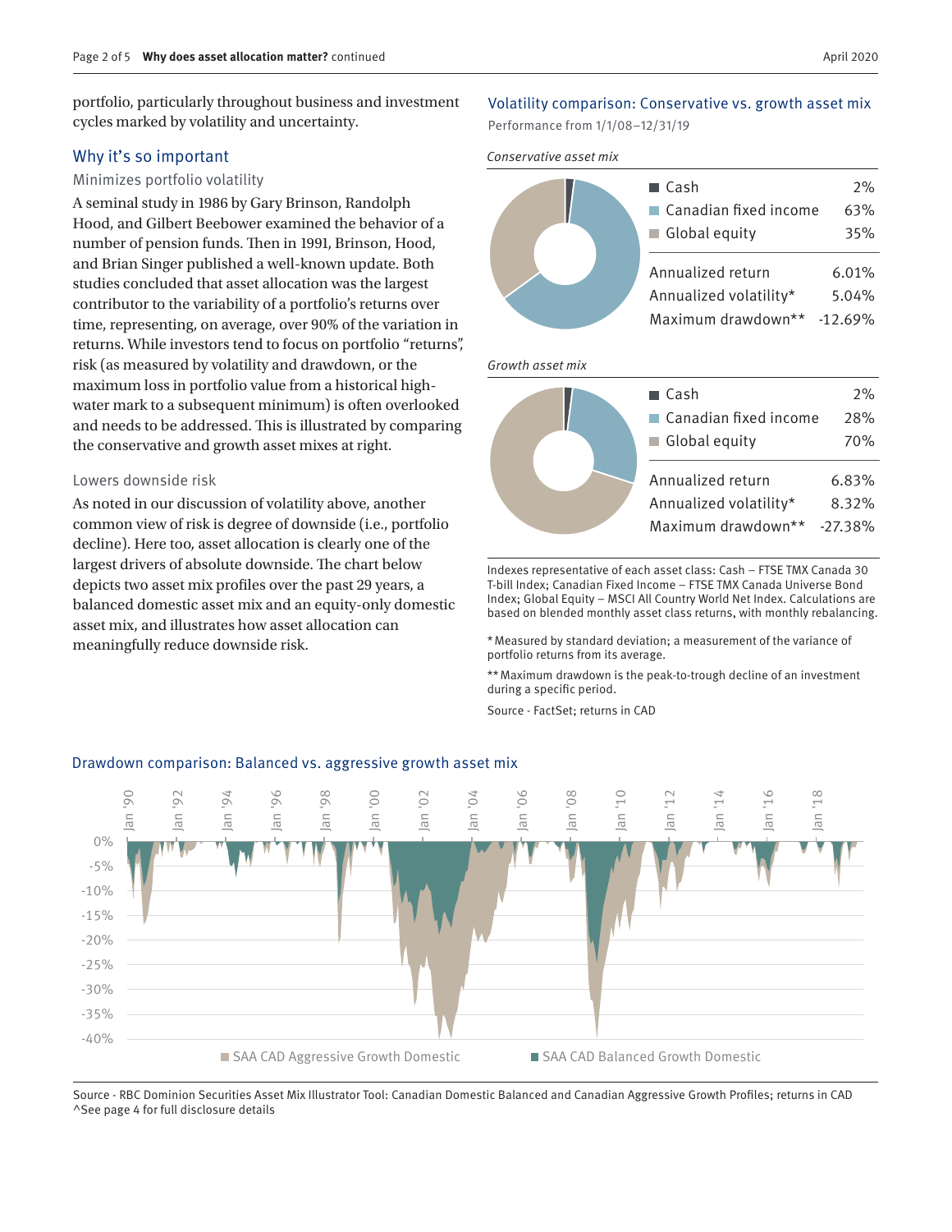portfolio, particularly throughout business and investment cycles marked by volatility and uncertainty.

## Why it's so important

### Minimizes portfolio volatility

A seminal study in 1986 by Gary Brinson, Randolph Hood, and Gilbert Beebower examined the behavior of a number of pension funds. Then in 1991, Brinson, Hood, and Brian Singer published a well-known update. Both studies concluded that asset allocation was the largest contributor to the variability of a portfolio's returns over time, representing, on average, over 90% of the variation in returns. While investors tend to focus on portfolio "returns", risk (as measured by volatility and drawdown, or the maximum loss in portfolio value from a historical high-water mark to a subsequent minimum) is often overlooked and needs to be addressed. This is illustrated by comparing the conservative and growth asset mixes at right.

### Lowers downside risk

As noted in our discussion of volatility above, another common view of risk is degree of downside (i.e., portfolio decline). Here too, asset allocation is clearly one of the largest drivers of absolute downside. The chart below depicts two asset mix profiles over the past 29 years, a balanced domestic asset mix and an equity-only domestic asset mix, and illustrates how asset allocation can meaningfully reduce downside risk.

## Volatility comparison: Conservative vs. growth asset mix

Performance from 1/1/08–12/31/19

*Conservative asset mix*

| | |
|---|---|
| Cash | 2% |
| Canadian fixed income | 63% |
| Global equity | 35% |
| Annualized return | 6.01% |
| Annualized volatility* | 5.04% |
| Maximum drawdown** | -12.69% |

*Growth asset mix*

| | |
|---|---|
| Cash | 2% |
| Canadian fixed income | 28% |
| Global equity | 70% |
| Annualized return | 6.83% |
| Annualized volatility* | 8.32% |
| Maximum drawdown** | -27.38% |

Indexes representative of each asset class: Cash – FTSE TMX Canada 30 T-bill Index; Canadian Fixed Income – FTSE TMX Canada Universe Bond Index; Global Equity – MSCI All Country World Net Index. Calculations are based on blended monthly asset class returns, with monthly rebalancing.

* Measured by standard deviation; a measurement of the variance of portfolio returns from its average.

** Maximum drawdown is the peak-to-trough decline of an investment during a specific period.

Source - FactSet; returns in CAD

## Drawdown comparison: Balanced vs. aggressive growth asset mix

SAA CAD Aggressive Growth Domestic | SAA CAD Balanced Growth Domestic

Source - RBC Dominion Securities Asset Mix Illustrator Tool: Canadian Domestic Balanced and Canadian Aggressive Growth Profiles; returns in CAD

^See page 4 for full disclosure details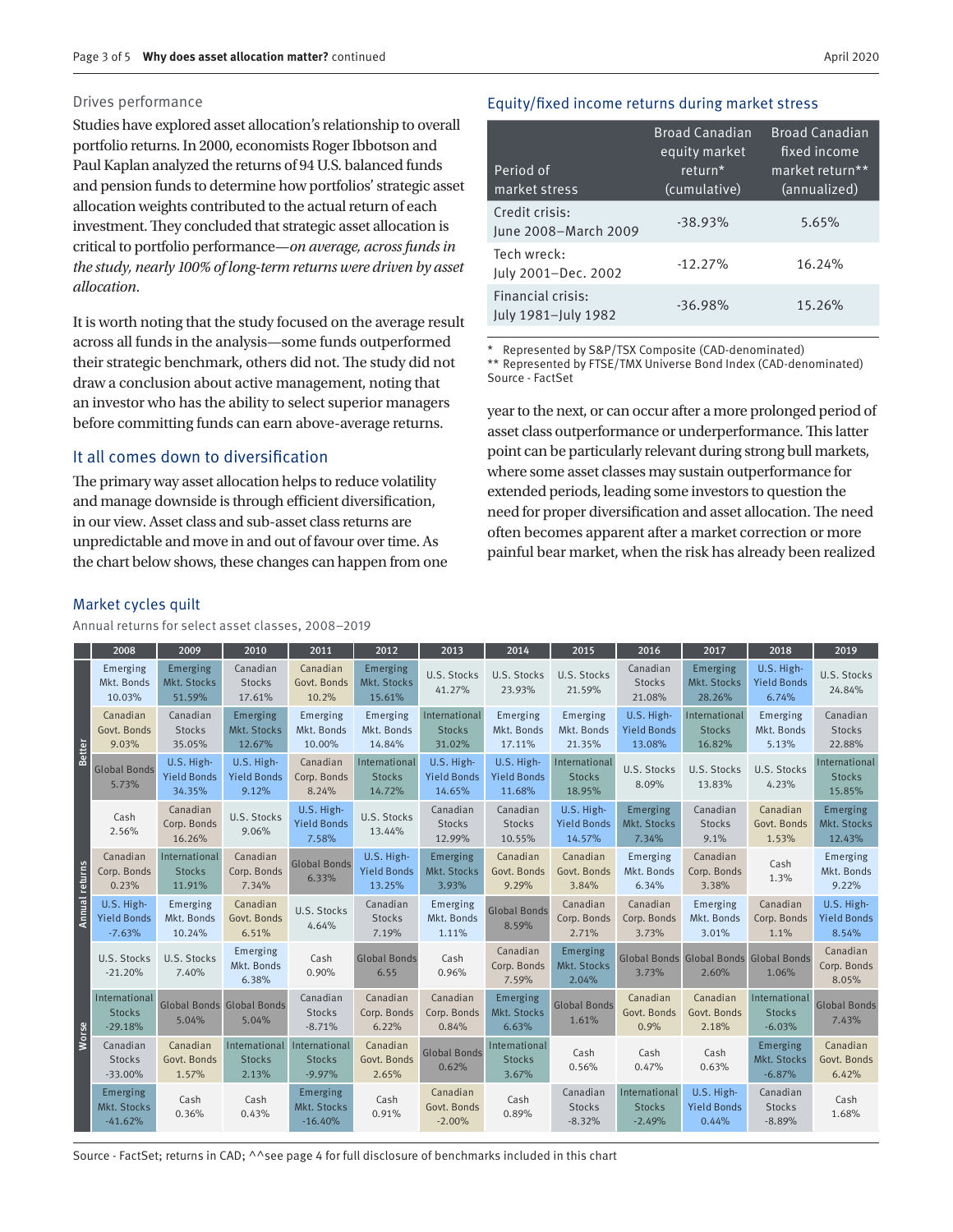### Drives performance

Studies have explored asset allocation's relationship to overall portfolio returns. In 2000, economists Roger Ibbotson and Paul Kaplan analyzed the returns of 94 U.S. balanced funds and pension funds to determine how portfolios' strategic asset allocation weights contributed to the actual return of each investment. They concluded that strategic asset allocation is critical to portfolio performance—*on average, across funds in the study, nearly 100% of long-term returns were driven by asset allocation*.

It is worth noting that the study focused on the average result across all funds in the analysis—some funds outperformed their strategic benchmark, others did not. The study did not draw a conclusion about active management, noting that an investor who has the ability to select superior managers before committing funds can earn above-average returns.

## It all comes down to diversification

The primary way asset allocation helps to reduce volatility and manage downside is through efficient diversification, in our view. Asset class and sub-asset class returns are unpredictable and move in and out of favour over time. As the chart below shows, these changes can happen from one year to the next, or can occur after a more prolonged period of asset class outperformance or underperformance. This latter point can be particularly relevant during strong bull markets, where some asset classes may sustain outperformance for extended periods, leading some investors to question the need for proper diversification and asset allocation. The need often becomes apparent after a market correction or more painful bear market, when the risk has already been realized

### Equity/fixed income returns during market stress

| Period of market stress | Broad Canadian equity market return* (cumulative) | Broad Canadian fixed income market return** (annualized) |
|---|---|---|
| Credit crisis: June 2008–March 2009 | -38.93% | 5.65% |
| Tech wreck: July 2001–Dec. 2002 | -12.27% | 16.24% |
| Financial crisis: July 1981–July 1982 | -36.98% | 15.26% |

\* Represented by S&P/TSX Composite (CAD-denominated)
** Represented by FTSE/TMX Universe Bond Index (CAD-denominated)
Source - FactSet

### Market cycles quilt

Annual returns for select asset classes, 2008–2019

| Annual returns | 2008 | 2009 | 2010 | 2011 | 2012 | 2013 | 2014 | 2015 | 2016 | 2017 | 2018 | 2019 |
|---|---|---|---|---|---|---|---|---|---|---|---|---|
| Better | Emerging Mkt. Bonds 10.03% | Emerging Mkt. Stocks 51.59% | Canadian Stocks 17.61% | Canadian Govt. Bonds 10.2% | Emerging Mkt. Stocks 15.61% | U.S. Stocks 41.27% | U.S. Stocks 23.93% | U.S. Stocks 21.59% | Canadian Stocks 21.08% | Emerging Mkt. Stocks 28.26% | U.S. High-Yield Bonds 6.74% | U.S. Stocks 24.84% |
| | Canadian Govt. Bonds 9.03% | Canadian Stocks 35.05% | Emerging Mkt. Stocks 12.67% | Emerging Mkt. Bonds 10.00% | Emerging Mkt. Bonds 14.84% | International Stocks 31.02% | Emerging Mkt. Bonds 17.11% | Emerging Mkt. Bonds 21.35% | U.S. High-Yield Bonds 13.08% | International Stocks 16.82% | Emerging Mkt. Bonds 5.13% | Canadian Stocks 22.88% |
| | Global Bonds 5.73% | U.S. High-Yield Bonds 34.35% | U.S. High-Yield Bonds 9.12% | Canadian Corp. Bonds 8.24% | International Stocks 14.72% | U.S. High-Yield Bonds 14.65% | U.S. High-Yield Bonds 11.68% | International Stocks 18.95% | U.S. Stocks 8.09% | U.S. Stocks 13.83% | U.S. Stocks 4.23% | International Stocks 15.85% |
| | Cash 2.56% | Canadian Corp. Bonds 16.26% | U.S. Stocks 9.06% | U.S. High-Yield Bonds 7.58% | U.S. Stocks 13.44% | Canadian Stocks 12.99% | Canadian Stocks 10.55% | U.S. High-Yield Bonds 14.57% | Emerging Mkt. Stocks 7.34% | Canadian Stocks 9.1% | Canadian Govt. Bonds 1.53% | Emerging Mkt. Stocks 12.43% |
| | Canadian Corp. Bonds 0.23% | International Stocks 11.91% | Canadian Corp. Bonds 7.34% | Global Bonds 6.33% | U.S. High-Yield Bonds 13.25% | Emerging Mkt. Stocks 3.93% | Canadian Govt. Bonds 9.29% | Canadian Govt. Bonds 3.84% | Emerging Mkt. Bonds 6.34% | Canadian Corp. Bonds 3.38% | Cash 1.3% | Emerging Mkt. Bonds 9.22% |
| | U.S. High-Yield Bonds -7.63% | Emerging Mkt. Bonds 10.24% | Canadian Govt. Bonds 6.51% | U.S. Stocks 4.64% | Canadian Stocks 7.19% | Emerging Mkt. Bonds 1.11% | Global Bonds 8.59% | Canadian Corp. Bonds 2.71% | Canadian Corp. Bonds 3.73% | Emerging Mkt. Bonds 3.01% | Canadian Corp. Bonds 1.1% | U.S. High-Yield Bonds 8.54% |
| | U.S. Stocks -21.20% | U.S. Stocks 7.40% | Emerging Mkt. Bonds 6.38% | Cash 0.90% | Global Bonds 6.55 | Cash 0.96% | Canadian Corp. Bonds 7.59% | Emerging Mkt. Stocks 2.04% | Global Bonds 3.73% | Global Bonds 2.60% | Global Bonds 1.06% | Canadian Corp. Bonds 8.05% |
| | International Stocks -29.18% | Global Bonds 5.04% | Global Bonds 5.04% | Canadian Stocks -8.71% | Canadian Corp. Bonds 6.22% | Canadian Corp. Bonds 0.84% | Emerging Mkt. Stocks 6.63% | Global Bonds 1.61% | Canadian Govt. Bonds 0.9% | Canadian Govt. Bonds 2.18% | International Stocks -6.03% | Global Bonds 7.43% |
| | Canadian Stocks -33.00% | Canadian Govt. Bonds 1.57% | International Stocks 2.13% | International Stocks -9.97% | Canadian Govt. Bonds 2.65% | Global Bonds 0.62% | International Stocks 3.67% | Cash 0.56% | Cash 0.47% | Cash 0.63% | Emerging Mkt. Stocks -6.87% | Canadian Govt. Bonds 6.42% |
| Worse | Emerging Mkt. Stocks -41.62% | Cash 0.36% | Cash 0.43% | Emerging Mkt. Stocks -16.40% | Cash 0.91% | Canadian Govt. Bonds -2.00% | Cash 0.89% | Canadian Stocks -8.32% | International Stocks -2.49% | U.S. High-Yield Bonds 0.44% | Canadian Stocks -8.89% | Cash 1.68% |

Source - FactSet; returns in CAD; ^^see page 4 for full disclosure of benchmarks included in this chart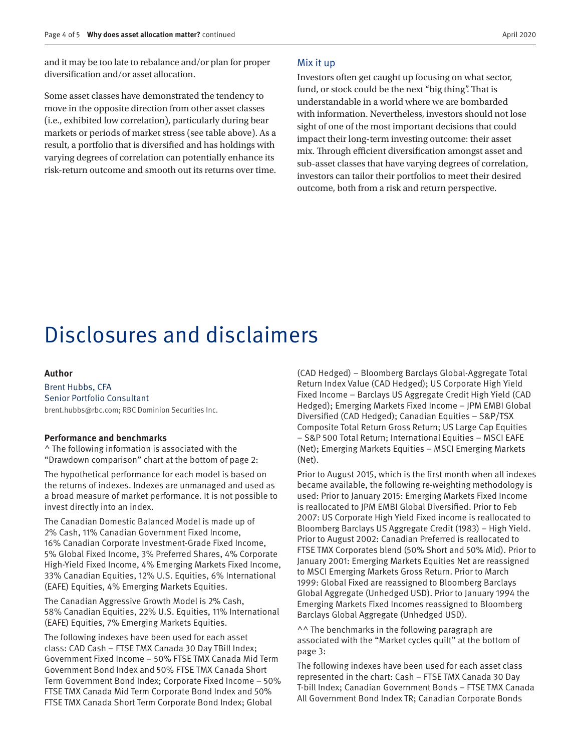and it may be too late to rebalance and/or plan for proper diversification and/or asset allocation.

Some asset classes have demonstrated the tendency to move in the opposite direction from other asset classes (i.e., exhibited low correlation), particularly during bear markets or periods of market stress (see table above). As a result, a portfolio that is diversified and has holdings with varying degrees of correlation can potentially enhance its risk-return outcome and smooth out its returns over time.

## Mix it up

Investors often get caught up focusing on what sector, fund, or stock could be the next "big thing". That is understandable in a world where we are bombarded with information. Nevertheless, investors should not lose sight of one of the most important decisions that could impact their long-term investing outcome: their asset mix. Through efficient diversification amongst asset and sub-asset classes that have varying degrees of correlation, investors can tailor their portfolios to meet their desired outcome, both from a risk and return perspective.

# Disclosures and disclaimers

**Author**

Brent Hubbs, CFA
Senior Portfolio Consultant
brent.hubbs@rbc.com; RBC Dominion Securities Inc.

**Performance and benchmarks**

^ The following information is associated with the "Drawdown comparison" chart at the bottom of page 2:

The hypothetical performance for each model is based on the returns of indexes. Indexes are unmanaged and used as a broad measure of market performance. It is not possible to invest directly into an index.

The Canadian Domestic Balanced Model is made up of 2% Cash, 11% Canadian Government Fixed Income, 16% Canadian Corporate Investment-Grade Fixed Income, 5% Global Fixed Income, 3% Preferred Shares, 4% Corporate High-Yield Fixed Income, 4% Emerging Markets Fixed Income, 33% Canadian Equities, 12% U.S. Equities, 6% International (EAFE) Equities, 4% Emerging Markets Equities.

The Canadian Aggressive Growth Model is 2% Cash, 58% Canadian Equities, 22% U.S. Equities, 11% International (EAFE) Equities, 7% Emerging Markets Equities.

The following indexes have been used for each asset class: CAD Cash – FTSE TMX Canada 30 Day TBill Index; Government Fixed Income – 50% FTSE TMX Canada Mid Term Government Bond Index and 50% FTSE TMX Canada Short Term Government Bond Index; Corporate Fixed Income – 50% FTSE TMX Canada Mid Term Corporate Bond Index and 50% FTSE TMX Canada Short Term Corporate Bond Index; Global (CAD Hedged) – Bloomberg Barclays Global-Aggregate Total Return Index Value (CAD Hedged); US Corporate High Yield Fixed Income – Barclays US Aggregate Credit High Yield (CAD Hedged); Emerging Markets Fixed Income – JPM EMBI Global Diversified (CAD Hedged); Canadian Equities – S&P/TSX Composite Total Return Gross Return; US Large Cap Equities – S&P 500 Total Return; International Equities – MSCI EAFE (Net); Emerging Markets Equities – MSCI Emerging Markets (Net).

Prior to August 2015, which is the first month when all indexes became available, the following re-weighting methodology is used: Prior to January 2015: Emerging Markets Fixed Income is reallocated to JPM EMBI Global Diversified. Prior to Feb 2007: US Corporate High Yield Fixed income is reallocated to Bloomberg Barclays US Aggregate Credit (1983) – High Yield. Prior to August 2002: Canadian Preferred is reallocated to FTSE TMX Corporates blend (50% Short and 50% Mid). Prior to January 2001: Emerging Markets Equities Net are reassigned to MSCI Emerging Markets Gross Return. Prior to March 1999: Global Fixed are reassigned to Bloomberg Barclays Global Aggregate (Unhedged USD). Prior to January 1994 the Emerging Markets Fixed Incomes reassigned to Bloomberg Barclays Global Aggregate (Unhedged USD).

^^ The benchmarks in the following paragraph are associated with the "Market cycles quilt" at the bottom of page 3:

The following indexes have been used for each asset class represented in the chart: Cash – FTSE TMX Canada 30 Day T-bill Index; Canadian Government Bonds – FTSE TMX Canada All Government Bond Index TR; Canadian Corporate Bonds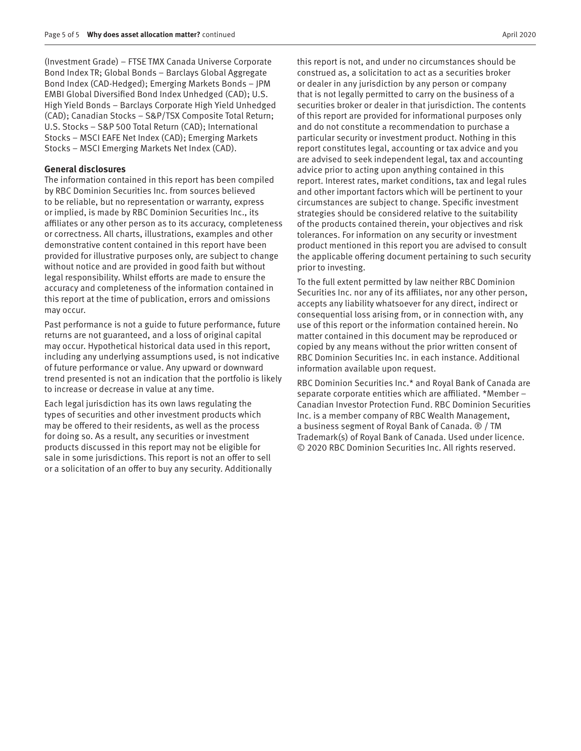(Investment Grade) – FTSE TMX Canada Universe Corporate Bond Index TR; Global Bonds – Barclays Global Aggregate Bond Index (CAD-Hedged); Emerging Markets Bonds – JPM EMBI Global Diversified Bond Index Unhedged (CAD); U.S. High Yield Bonds – Barclays Corporate High Yield Unhedged (CAD); Canadian Stocks – S&P/TSX Composite Total Return; U.S. Stocks – S&P 500 Total Return (CAD); International Stocks – MSCI EAFE Net Index (CAD); Emerging Markets Stocks – MSCI Emerging Markets Net Index (CAD).

**General disclosures**

The information contained in this report has been compiled by RBC Dominion Securities Inc. from sources believed to be reliable, but no representation or warranty, express or implied, is made by RBC Dominion Securities Inc., its affiliates or any other person as to its accuracy, completeness or correctness. All charts, illustrations, examples and other demonstrative content contained in this report have been provided for illustrative purposes only, are subject to change without notice and are provided in good faith but without legal responsibility. Whilst efforts are made to ensure the accuracy and completeness of the information contained in this report at the time of publication, errors and omissions may occur.

Past performance is not a guide to future performance, future returns are not guaranteed, and a loss of original capital may occur. Hypothetical historical data used in this report, including any underlying assumptions used, is not indicative of future performance or value. Any upward or downward trend presented is not an indication that the portfolio is likely to increase or decrease in value at any time.

Each legal jurisdiction has its own laws regulating the types of securities and other investment products which may be offered to their residents, as well as the process for doing so. As a result, any securities or investment products discussed in this report may not be eligible for sale in some jurisdictions. This report is not an offer to sell or a solicitation of an offer to buy any security. Additionally this report is not, and under no circumstances should be construed as, a solicitation to act as a securities broker or dealer in any jurisdiction by any person or company that is not legally permitted to carry on the business of a securities broker or dealer in that jurisdiction. The contents of this report are provided for informational purposes only and do not constitute a recommendation to purchase a particular security or investment product. Nothing in this report constitutes legal, accounting or tax advice and you are advised to seek independent legal, tax and accounting advice prior to acting upon anything contained in this report. Interest rates, market conditions, tax and legal rules and other important factors which will be pertinent to your circumstances are subject to change. Specific investment strategies should be considered relative to the suitability of the products contained therein, your objectives and risk tolerances. For information on any security or investment product mentioned in this report you are advised to consult the applicable offering document pertaining to such security prior to investing.

To the full extent permitted by law neither RBC Dominion Securities Inc. nor any of its affiliates, nor any other person, accepts any liability whatsoever for any direct, indirect or consequential loss arising from, or in connection with, any use of this report or the information contained herein. No matter contained in this document may be reproduced or copied by any means without the prior written consent of RBC Dominion Securities Inc. in each instance. Additional information available upon request.

RBC Dominion Securities Inc.* and Royal Bank of Canada are separate corporate entities which are affiliated. *Member – Canadian Investor Protection Fund. RBC Dominion Securities Inc. is a member company of RBC Wealth Management, a business segment of Royal Bank of Canada. ® / TM Trademark(s) of Royal Bank of Canada. Used under licence. © 2020 RBC Dominion Securities Inc. All rights reserved.